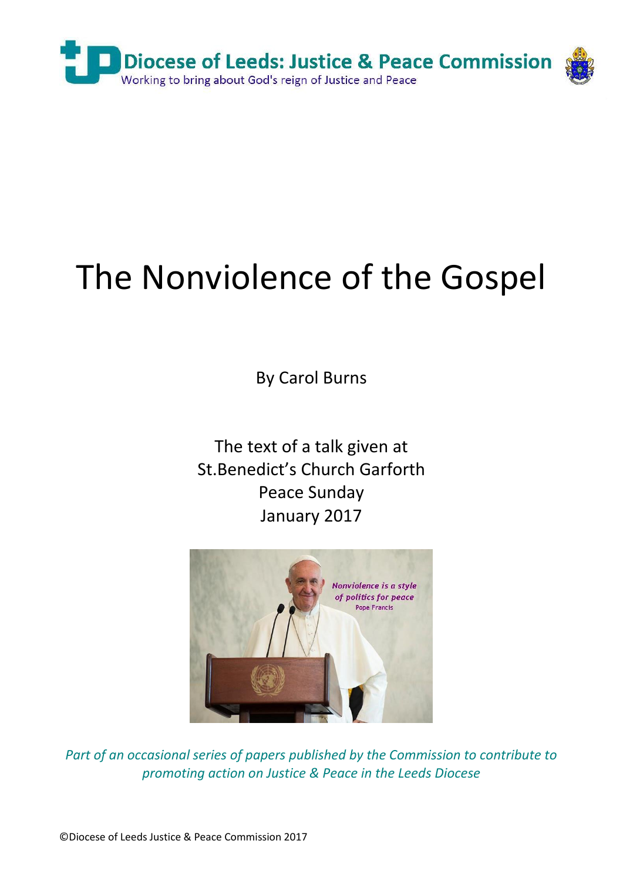Diocese of Leeds: Justice & Peace Commission

Working to bring about God's reign of Justice and Peace

# The Nonviolence of the Gospel

By Carol Burns

The text of a talk given at
St.Benedict's Church Garforth
Peace Sunday
January 2017

*Part of an occasional series of papers published by the Commission to contribute to promoting action on Justice & Peace in the Leeds Diocese*

©Diocese of Leeds Justice & Peace Commission 2017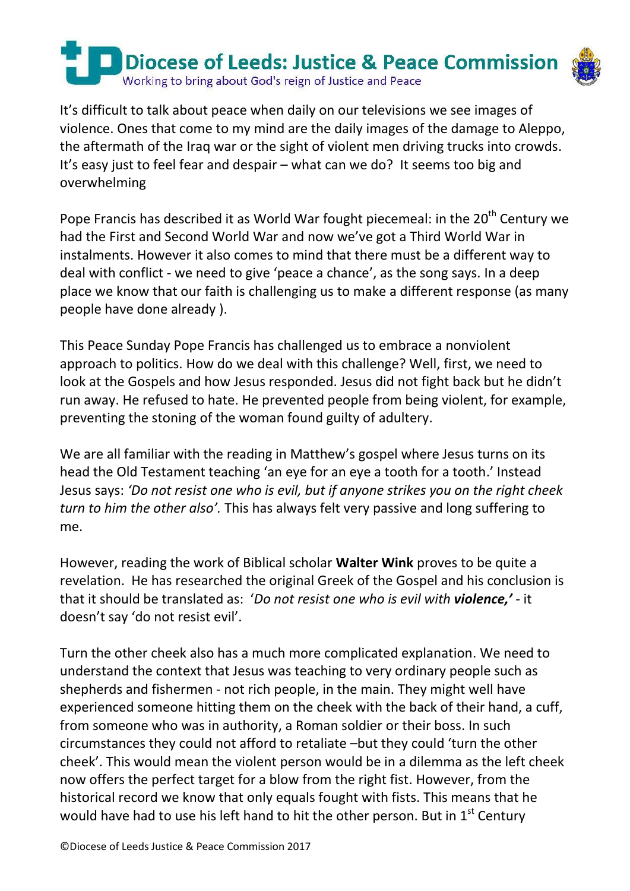It's difficult to talk about peace when daily on our televisions we see images of violence. Ones that come to my mind are the daily images of the damage to Aleppo, the aftermath of the Iraq war or the sight of violent men driving trucks into crowds. It's easy just to feel fear and despair – what can we do? It seems too big and overwhelming

Pope Francis has described it as World War fought piecemeal: in the 20th Century we had the First and Second World War and now we've got a Third World War in instalments. However it also comes to mind that there must be a different way to deal with conflict - we need to give 'peace a chance', as the song says. In a deep place we know that our faith is challenging us to make a different response (as many people have done already ).

This Peace Sunday Pope Francis has challenged us to embrace a nonviolent approach to politics. How do we deal with this challenge? Well, first, we need to look at the Gospels and how Jesus responded. Jesus did not fight back but he didn't run away. He refused to hate. He prevented people from being violent, for example, preventing the stoning of the woman found guilty of adultery.

We are all familiar with the reading in Matthew's gospel where Jesus turns on its head the Old Testament teaching 'an eye for an eye a tooth for a tooth.' Instead Jesus says: *'Do not resist one who is evil, but if anyone strikes you on the right cheek turn to him the other also'.* This has always felt very passive and long suffering to me.

However, reading the work of Biblical scholar **Walter Wink** proves to be quite a revelation. He has researched the original Greek of the Gospel and his conclusion is that it should be translated as: '*Do not resist one who is evil with* ***violence,'*** - it doesn't say 'do not resist evil'.

Turn the other cheek also has a much more complicated explanation. We need to understand the context that Jesus was teaching to very ordinary people such as shepherds and fishermen - not rich people, in the main. They might well have experienced someone hitting them on the cheek with the back of their hand, a cuff, from someone who was in authority, a Roman soldier or their boss. In such circumstances they could not afford to retaliate –but they could 'turn the other cheek'. This would mean the violent person would be in a dilemma as the left cheek now offers the perfect target for a blow from the right fist. However, from the historical record we know that only equals fought with fists. This means that he would have had to use his left hand to hit the other person. But in 1st Century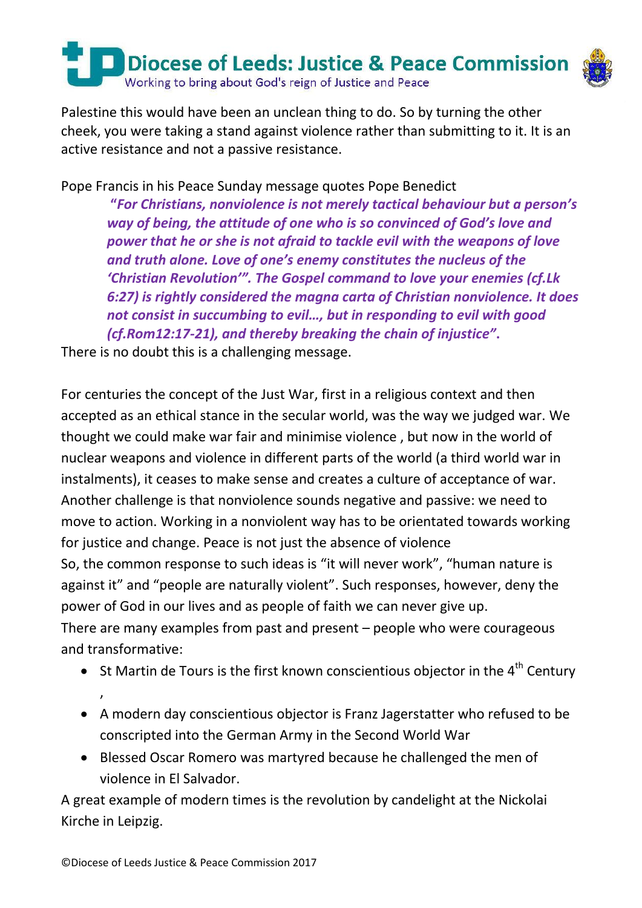Palestine this would have been an unclean thing to do. So by turning the other cheek, you were taking a stand against violence rather than submitting to it. It is an active resistance and not a passive resistance.

Pope Francis in his Peace Sunday message quotes Pope Benedict

> ***"For Christians, nonviolence is not merely tactical behaviour but a person's way of being, the attitude of one who is so convinced of God's love and power that he or she is not afraid to tackle evil with the weapons of love and truth alone. Love of one's enemy constitutes the nucleus of the 'Christian Revolution'". The Gospel command to love your enemies (cf.Lk 6:27) is rightly considered the magna carta of Christian nonviolence. It does not consist in succumbing to evil…, but in responding to evil with good (cf.Rom12:17-21), and thereby breaking the chain of injustice".***

There is no doubt this is a challenging message.

For centuries the concept of the Just War, first in a religious context and then accepted as an ethical stance in the secular world, was the way we judged war. We thought we could make war fair and minimise violence , but now in the world of nuclear weapons and violence in different parts of the world (a third world war in instalments), it ceases to make sense and creates a culture of acceptance of war. Another challenge is that nonviolence sounds negative and passive: we need to move to action. Working in a nonviolent way has to be orientated towards working for justice and change. Peace is not just the absence of violence
So, the common response to such ideas is "it will never work", "human nature is against it" and "people are naturally violent". Such responses, however, deny the power of God in our lives and as people of faith we can never give up.
There are many examples from past and present – people who were courageous and transformative:

- St Martin de Tours is the first known conscientious objector in the 4th Century ,
- A modern day conscientious objector is Franz Jagerstatter who refused to be conscripted into the German Army in the Second World War
- Blessed Oscar Romero was martyred because he challenged the men of violence in El Salvador.

A great example of modern times is the revolution by candelight at the Nickolai Kirche in Leipzig.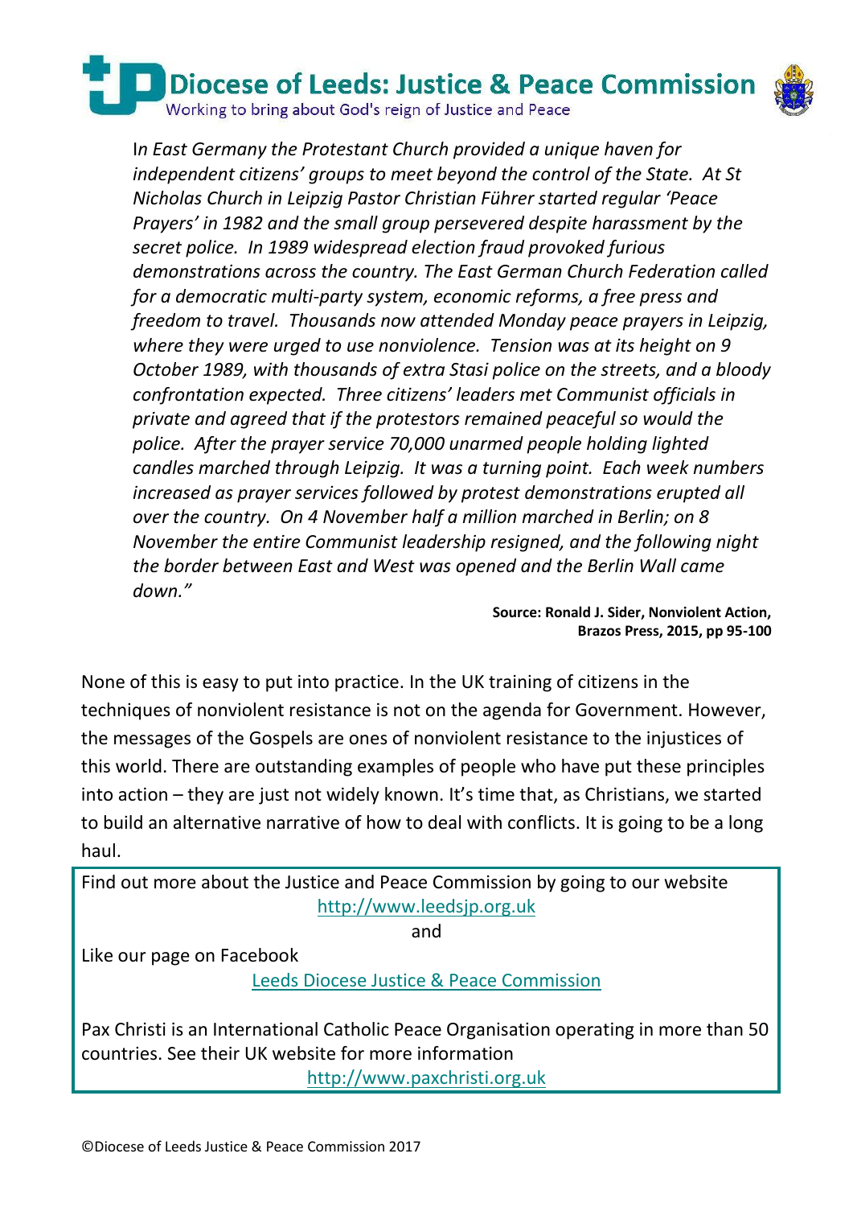# Diocese of Leeds: Justice & Peace Commission

Working to bring about God's reign of Justice and Peace

I*n East Germany the Protestant Church provided a unique haven for independent citizens' groups to meet beyond the control of the State. At St Nicholas Church in Leipzig Pastor Christian Führer started regular 'Peace Prayers' in 1982 and the small group persevered despite harassment by the secret police. In 1989 widespread election fraud provoked furious demonstrations across the country. The East German Church Federation called for a democratic multi-party system, economic reforms, a free press and freedom to travel. Thousands now attended Monday peace prayers in Leipzig, where they were urged to use nonviolence. Tension was at its height on 9 October 1989, with thousands of extra Stasi police on the streets, and a bloody confrontation expected. Three citizens' leaders met Communist officials in private and agreed that if the protestors remained peaceful so would the police. After the prayer service 70,000 unarmed people holding lighted candles marched through Leipzig. It was a turning point. Each week numbers increased as prayer services followed by protest demonstrations erupted all over the country. On 4 November half a million marched in Berlin; on 8 November the entire Communist leadership resigned, and the following night the border between East and West was opened and the Berlin Wall came down."*

**Source: Ronald J. Sider, Nonviolent Action, Brazos Press, 2015, pp 95-100**

None of this is easy to put into practice. In the UK training of citizens in the techniques of nonviolent resistance is not on the agenda for Government. However, the messages of the Gospels are ones of nonviolent resistance to the injustices of this world. There are outstanding examples of people who have put these principles into action – they are just not widely known. It's time that, as Christians, we started to build an alternative narrative of how to deal with conflicts. It is going to be a long haul.

Find out more about the Justice and Peace Commission by going to our website
http://www.leedsjp.org.uk
and
Like our page on Facebook
Leeds Diocese Justice & Peace Commission

Pax Christi is an International Catholic Peace Organisation operating in more than 50 countries. See their UK website for more information
http://www.paxchristi.org.uk

©Diocese of Leeds Justice & Peace Commission 2017